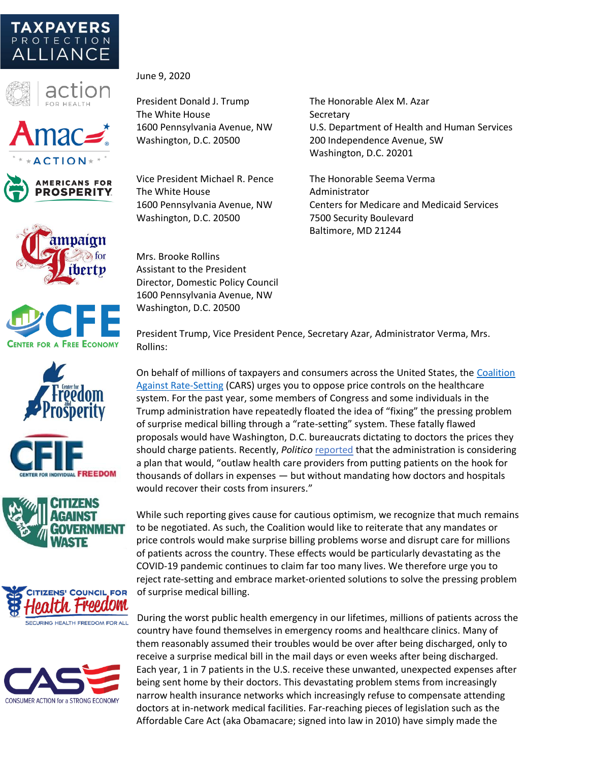TAXPAYERS PROTECTION ALLIANCE

action FOR HEALTH

Amac ACTION

AMERICANS FOR PROSPERITY

Campaign for Liberty

CFE CENTER FOR A FREE ECONOMY

Center for Freedom and Prosperity

CFIF CENTER FOR INDIVIDUAL FREEDOM

CITIZENS AGAINST GOVERNMENT WASTE

CITIZENS' COUNCIL FOR Health Freedom SECURING HEALTH FREEDOM FOR ALL

CASE CONSUMER ACTION for a STRONG ECONOMY

June 9, 2020

President Donald J. Trump
The White House
1600 Pennsylvania Avenue, NW
Washington, D.C. 20500

The Honorable Alex M. Azar
Secretary
U.S. Department of Health and Human Services
200 Independence Avenue, SW
Washington, D.C. 20201

Vice President Michael R. Pence
The White House
1600 Pennsylvania Avenue, NW
Washington, D.C. 20500

The Honorable Seema Verma
Administrator
Centers for Medicare and Medicaid Services
7500 Security Boulevard
Baltimore, MD 21244

Mrs. Brooke Rollins
Assistant to the President
Director, Domestic Policy Council
1600 Pennsylvania Avenue, NW
Washington, D.C. 20500

President Trump, Vice President Pence, Secretary Azar, Administrator Verma, Mrs. Rollins:

On behalf of millions of taxpayers and consumers across the United States, the Coalition Against Rate-Setting (CARS) urges you to oppose price controls on the healthcare system. For the past year, some members of Congress and some individuals in the Trump administration have repeatedly floated the idea of "fixing" the pressing problem of surprise medical billing through a "rate-setting" system. These fatally flawed proposals would have Washington, D.C. bureaucrats dictating to doctors the prices they should charge patients. Recently, *Politico* reported that the administration is considering a plan that would, "outlaw health care providers from putting patients on the hook for thousands of dollars in expenses — but without mandating how doctors and hospitals would recover their costs from insurers."

While such reporting gives cause for cautious optimism, we recognize that much remains to be negotiated. As such, the Coalition would like to reiterate that any mandates or price controls would make surprise billing problems worse and disrupt care for millions of patients across the country. These effects would be particularly devastating as the COVID-19 pandemic continues to claim far too many lives. We therefore urge you to reject rate-setting and embrace market-oriented solutions to solve the pressing problem of surprise medical billing.

During the worst public health emergency in our lifetimes, millions of patients across the country have found themselves in emergency rooms and healthcare clinics. Many of them reasonably assumed their troubles would be over after being discharged, only to receive a surprise medical bill in the mail days or even weeks after being discharged. Each year, 1 in 7 patients in the U.S. receive these unwanted, unexpected expenses after being sent home by their doctors. This devastating problem stems from increasingly narrow health insurance networks which increasingly refuse to compensate attending doctors at in-network medical facilities. Far-reaching pieces of legislation such as the Affordable Care Act (aka Obamacare; signed into law in 2010) have simply made the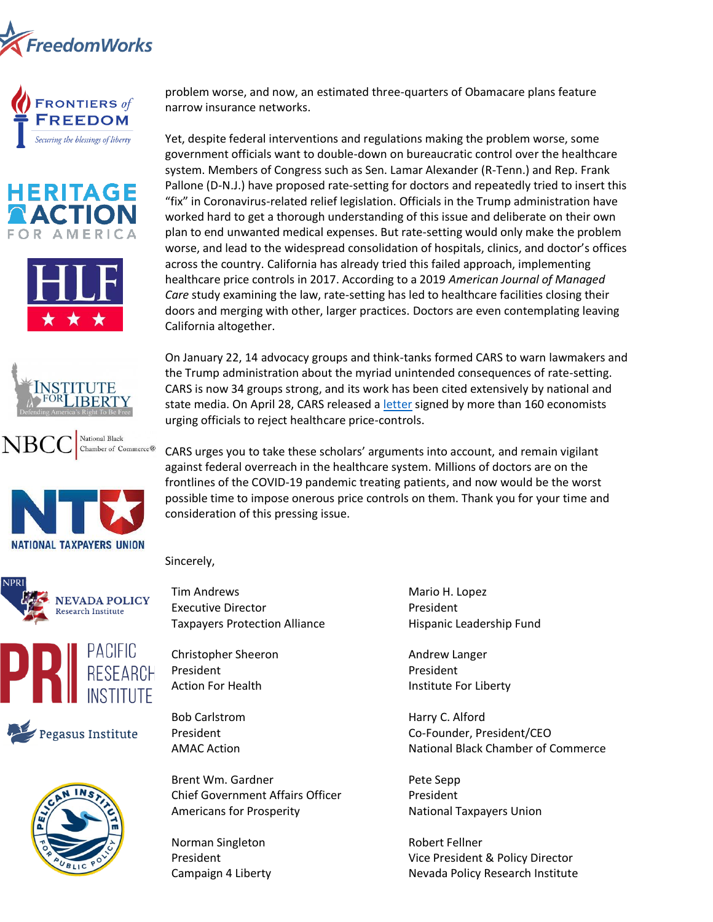problem worse, and now, an estimated three-quarters of Obamacare plans feature narrow insurance networks.

Yet, despite federal interventions and regulations making the problem worse, some government officials want to double-down on bureaucratic control over the healthcare system. Members of Congress such as Sen. Lamar Alexander (R-Tenn.) and Rep. Frank Pallone (D-N.J.) have proposed rate-setting for doctors and repeatedly tried to insert this "fix" in Coronavirus-related relief legislation. Officials in the Trump administration have worked hard to get a thorough understanding of this issue and deliberate on their own plan to end unwanted medical expenses. But rate-setting would only make the problem worse, and lead to the widespread consolidation of hospitals, clinics, and doctor's offices across the country. California has already tried this failed approach, implementing healthcare price controls in 2017. According to a 2019 *American Journal of Managed Care* study examining the law, rate-setting has led to healthcare facilities closing their doors and merging with other, larger practices. Doctors are even contemplating leaving California altogether.

On January 22, 14 advocacy groups and think-tanks formed CARS to warn lawmakers and the Trump administration about the myriad unintended consequences of rate-setting. CARS is now 34 groups strong, and its work has been cited extensively by national and state media. On April 28, CARS released a letter signed by more than 160 economists urging officials to reject healthcare price-controls.

CARS urges you to take these scholars' arguments into account, and remain vigilant against federal overreach in the healthcare system. Millions of doctors are on the frontlines of the COVID-19 pandemic treating patients, and now would be the worst possible time to impose onerous price controls on them. Thank you for your time and consideration of this pressing issue.

Sincerely,

Tim Andrews
Executive Director
Taxpayers Protection Alliance

Christopher Sheeron
President
Action For Health

Bob Carlstrom
President
AMAC Action

Brent Wm. Gardner
Chief Government Affairs Officer
Americans for Prosperity

Norman Singleton
President
Campaign 4 Liberty

Mario H. Lopez
President
Hispanic Leadership Fund

Andrew Langer
President
Institute For Liberty

Harry C. Alford
Co-Founder, President/CEO
National Black Chamber of Commerce

Pete Sepp
President
National Taxpayers Union

Robert Fellner
Vice President & Policy Director
Nevada Policy Research Institute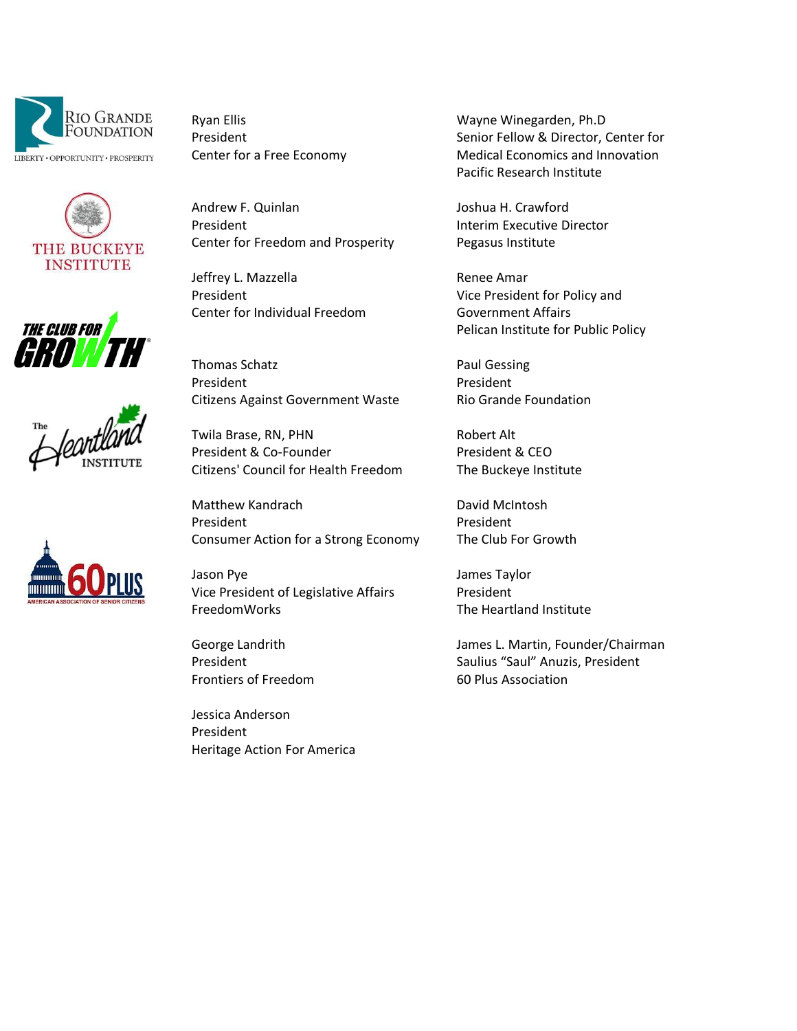Ryan Ellis
President
Center for a Free Economy

Andrew F. Quinlan
President
Center for Freedom and Prosperity

Jeffrey L. Mazzella
President
Center for Individual Freedom

Thomas Schatz
President
Citizens Against Government Waste

Twila Brase, RN, PHN
President & Co-Founder
Citizens' Council for Health Freedom

Matthew Kandrach
President
Consumer Action for a Strong Economy

Jason Pye
Vice President of Legislative Affairs
FreedomWorks

George Landrith
President
Frontiers of Freedom

Jessica Anderson
President
Heritage Action For America

Wayne Winegarden, Ph.D
Senior Fellow & Director, Center for Medical Economics and Innovation
Pacific Research Institute

Joshua H. Crawford
Interim Executive Director
Pegasus Institute

Renee Amar
Vice President for Policy and Government Affairs
Pelican Institute for Public Policy

Paul Gessing
President
Rio Grande Foundation

Robert Alt
President & CEO
The Buckeye Institute

David McIntosh
President
The Club For Growth

James Taylor
President
The Heartland Institute

James L. Martin, Founder/Chairman
Saulius "Saul" Anuzis, President
60 Plus Association